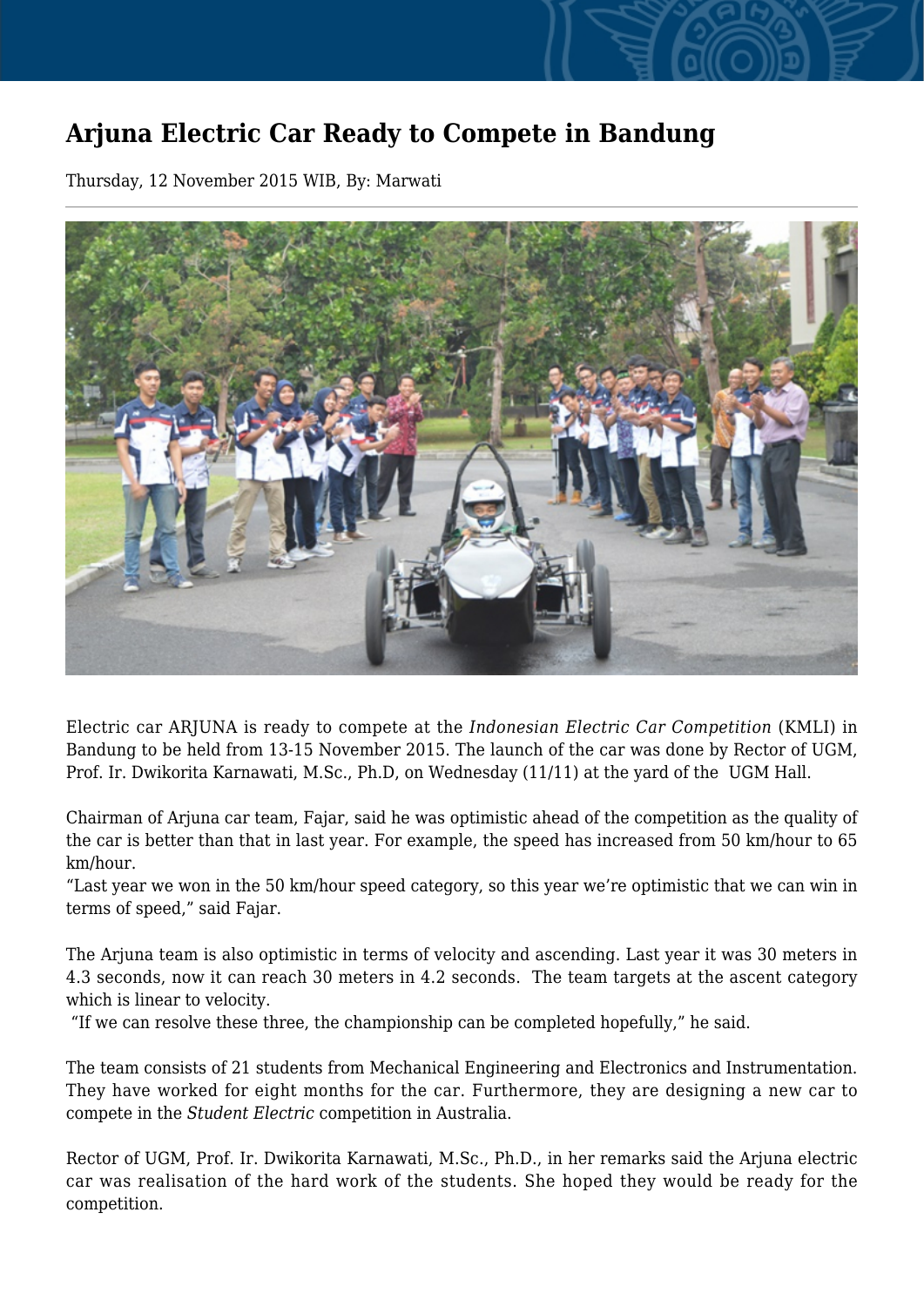# Arjuna Electric Car Ready to Compete in Bandung

Thursday, 12 November 2015 WIB, By: Marwati

Electric car ARJUNA is ready to compete at the *Indonesian Electric Car Competition* (KMLI) in Bandung to be held from 13-15 November 2015. The launch of the car was done by Rector of UGM, Prof. Ir. Dwikorita Karnawati, M.Sc., Ph.D, on Wednesday (11/11) at the yard of the UGM Hall.

Chairman of Arjuna car team, Fajar, said he was optimistic ahead of the competition as the quality of the car is better than that in last year. For example, the speed has increased from 50 km/hour to 65 km/hour.

"Last year we won in the 50 km/hour speed category, so this year we're optimistic that we can win in terms of speed," said Fajar.

The Arjuna team is also optimistic in terms of velocity and ascending. Last year it was 30 meters in 4.3 seconds, now it can reach 30 meters in 4.2 seconds. The team targets at the ascent category which is linear to velocity.

"If we can resolve these three, the championship can be completed hopefully," he said.

The team consists of 21 students from Mechanical Engineering and Electronics and Instrumentation. They have worked for eight months for the car. Furthermore, they are designing a new car to compete in the *Student Electric* competition in Australia.

Rector of UGM, Prof. Ir. Dwikorita Karnawati, M.Sc., Ph.D., in her remarks said the Arjuna electric car was realisation of the hard work of the students. She hoped they would be ready for the competition.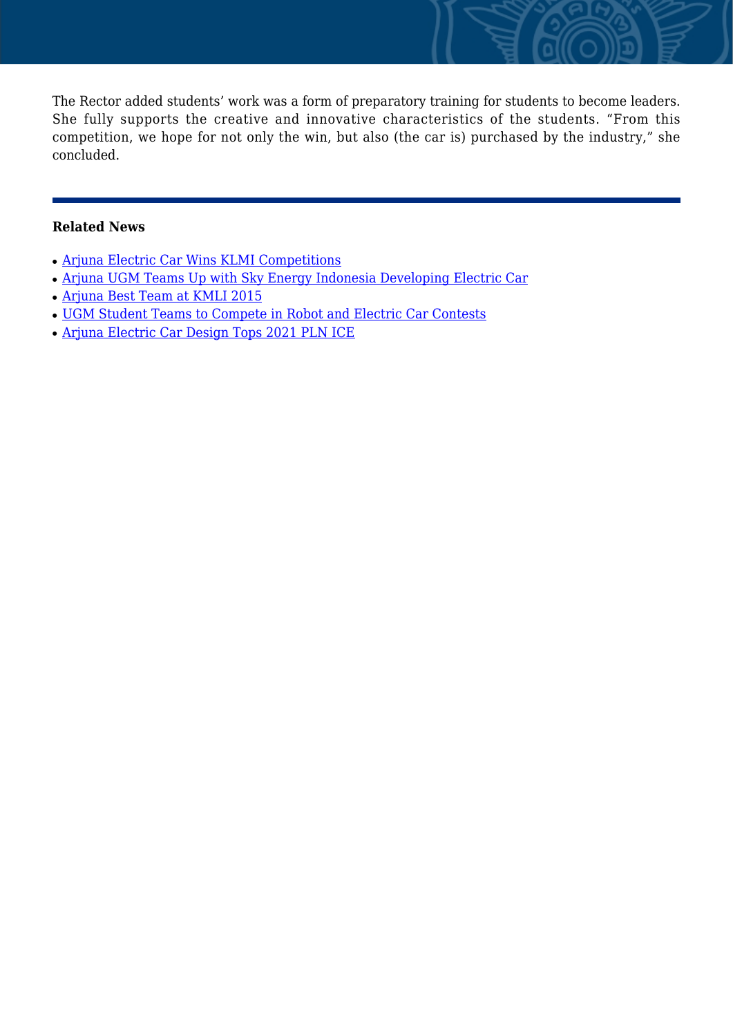The Rector added students' work was a form of preparatory training for students to become leaders. She fully supports the creative and innovative characteristics of the students. "From this competition, we hope for not only the win, but also (the car is) purchased by the industry," she concluded.

---

**Related News**

- Arjuna Electric Car Wins KLMI Competitions
- Arjuna UGM Teams Up with Sky Energy Indonesia Developing Electric Car
- Arjuna Best Team at KMLI 2015
- UGM Student Teams to Compete in Robot and Electric Car Contests
- Arjuna Electric Car Design Tops 2021 PLN ICE